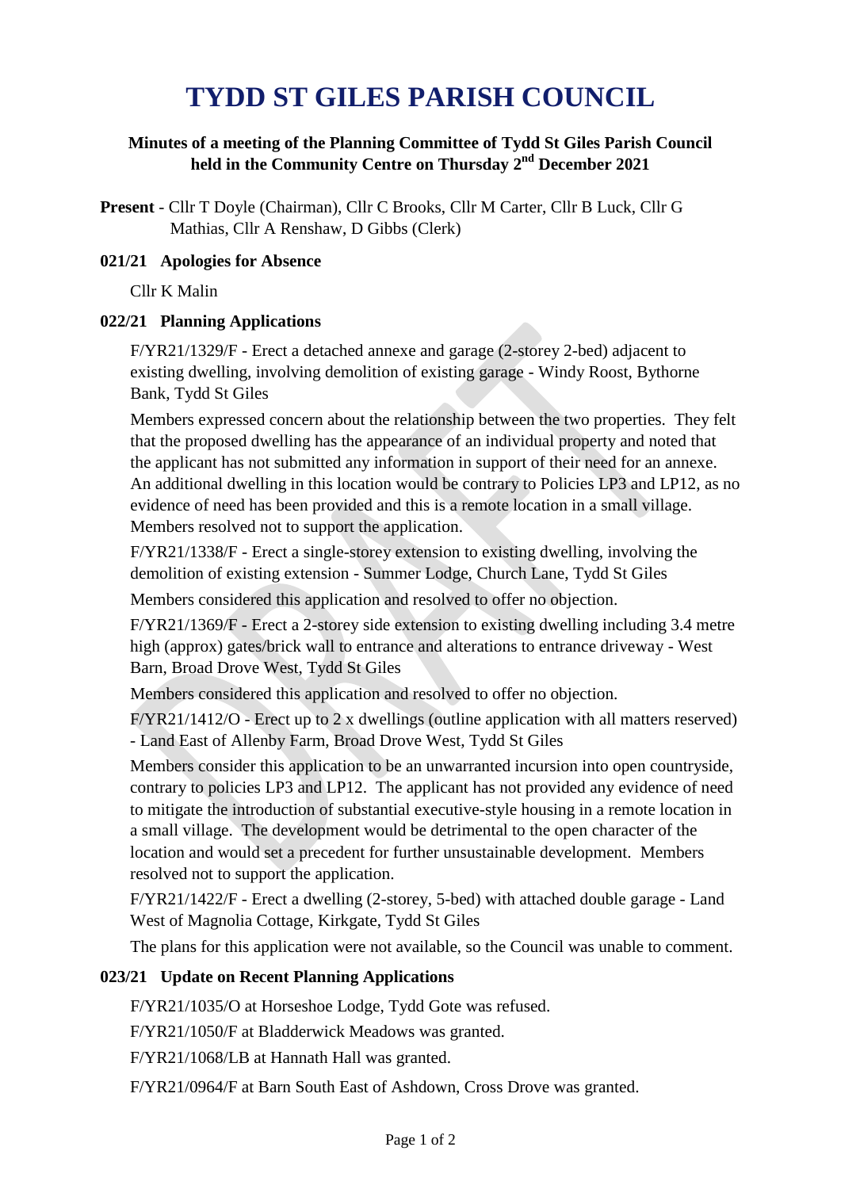# TYDD ST GILES PARISH COUNCIL

**Minutes of a meeting of the Planning Committee of Tydd St Giles Parish Council held in the Community Centre on Thursday 2nd December 2021**

**Present** - Cllr T Doyle (Chairman), Cllr C Brooks, Cllr M Carter, Cllr B Luck, Cllr G Mathias, Cllr A Renshaw, D Gibbs (Clerk)

### 021/21 Apologies for Absence

Cllr K Malin

### 022/21 Planning Applications

F/YR21/1329/F - Erect a detached annexe and garage (2-storey 2-bed) adjacent to existing dwelling, involving demolition of existing garage - Windy Roost, Bythorne Bank, Tydd St Giles

Members expressed concern about the relationship between the two properties. They felt that the proposed dwelling has the appearance of an individual property and noted that the applicant has not submitted any information in support of their need for an annexe. An additional dwelling in this location would be contrary to Policies LP3 and LP12, as no evidence of need has been provided and this is a remote location in a small village. Members resolved not to support the application.

F/YR21/1338/F - Erect a single-storey extension to existing dwelling, involving the demolition of existing extension - Summer Lodge, Church Lane, Tydd St Giles

Members considered this application and resolved to offer no objection.

F/YR21/1369/F - Erect a 2-storey side extension to existing dwelling including 3.4 metre high (approx) gates/brick wall to entrance and alterations to entrance driveway - West Barn, Broad Drove West, Tydd St Giles

Members considered this application and resolved to offer no objection.

F/YR21/1412/O - Erect up to 2 x dwellings (outline application with all matters reserved) - Land East of Allenby Farm, Broad Drove West, Tydd St Giles

Members consider this application to be an unwarranted incursion into open countryside, contrary to policies LP3 and LP12. The applicant has not provided any evidence of need to mitigate the introduction of substantial executive-style housing in a remote location in a small village. The development would be detrimental to the open character of the location and would set a precedent for further unsustainable development. Members resolved not to support the application.

F/YR21/1422/F - Erect a dwelling (2-storey, 5-bed) with attached double garage - Land West of Magnolia Cottage, Kirkgate, Tydd St Giles

The plans for this application were not available, so the Council was unable to comment.

### 023/21 Update on Recent Planning Applications

F/YR21/1035/O at Horseshoe Lodge, Tydd Gote was refused.

F/YR21/1050/F at Bladderwick Meadows was granted.

F/YR21/1068/LB at Hannath Hall was granted.

F/YR21/0964/F at Barn South East of Ashdown, Cross Drove was granted.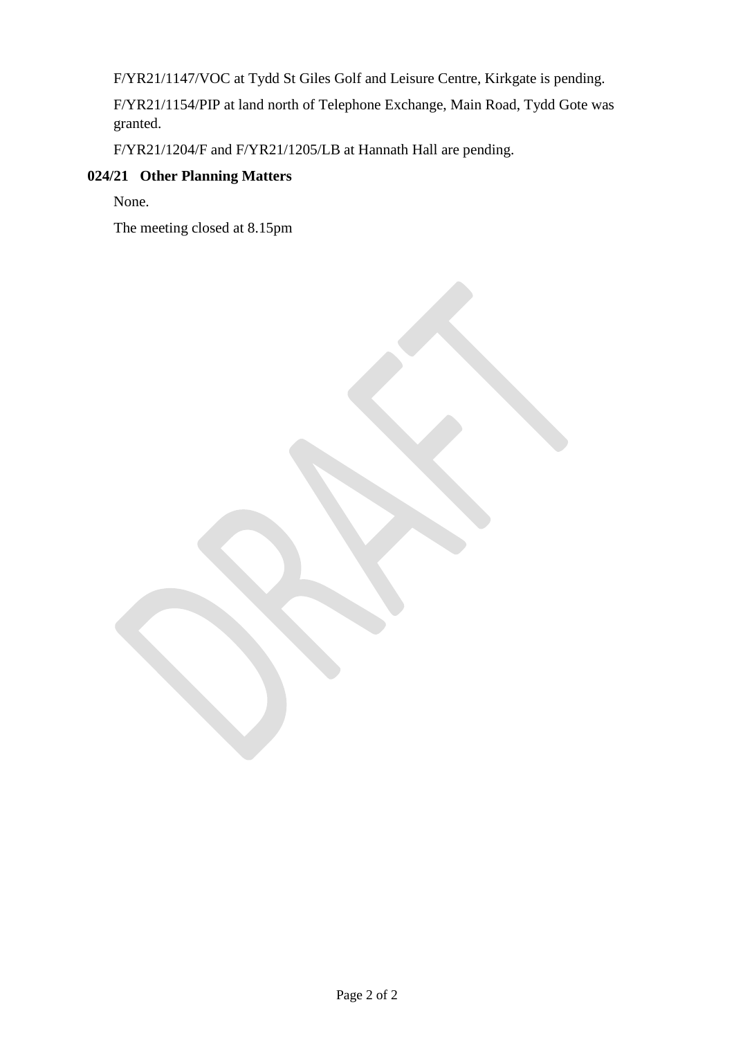F/YR21/1147/VOC at Tydd St Giles Golf and Leisure Centre, Kirkgate is pending.

F/YR21/1154/PIP at land north of Telephone Exchange, Main Road, Tydd Gote was granted.

F/YR21/1204/F and F/YR21/1205/LB at Hannath Hall are pending.

**024/21 Other Planning Matters**

None.

The meeting closed at 8.15pm